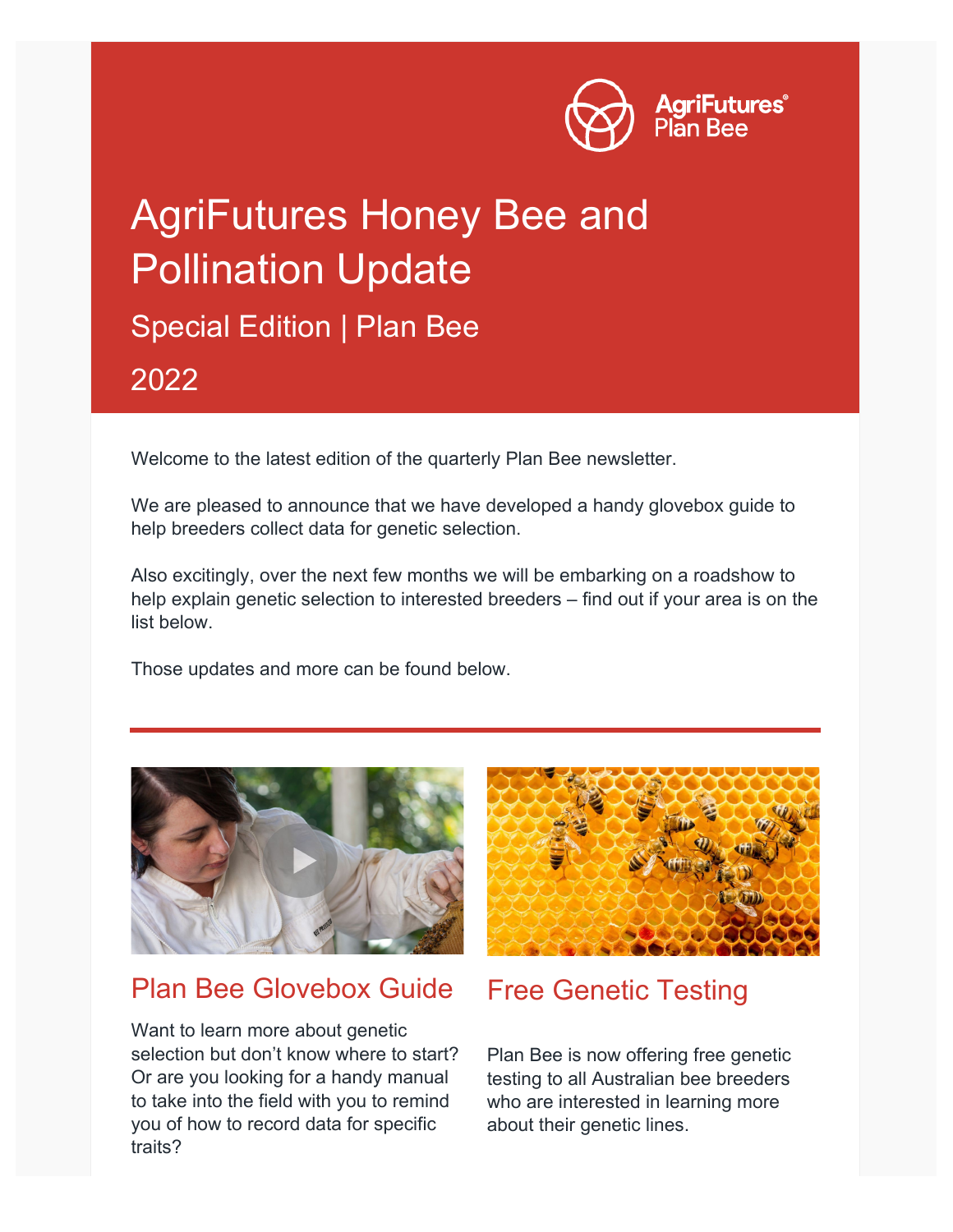# AgriFutures Honey Bee and Pollination Update

## Special Edition | Plan Bee

## 2022

Welcome to the latest edition of the quarterly Plan Bee newsletter.

We are pleased to announce that we have developed a handy glovebox guide to help breeders collect data for genetic selection.

Also excitingly, over the next few months we will be embarking on a roadshow to help explain genetic selection to interested breeders – find out if your area is on the list below.

Those updates and more can be found below.

---

## Plan Bee Glovebox Guide

Want to learn more about genetic selection but don't know where to start? Or are you looking for a handy manual to take into the field with you to remind you of how to record data for specific traits?

## Free Genetic Testing

Plan Bee is now offering free genetic testing to all Australian bee breeders who are interested in learning more about their genetic lines.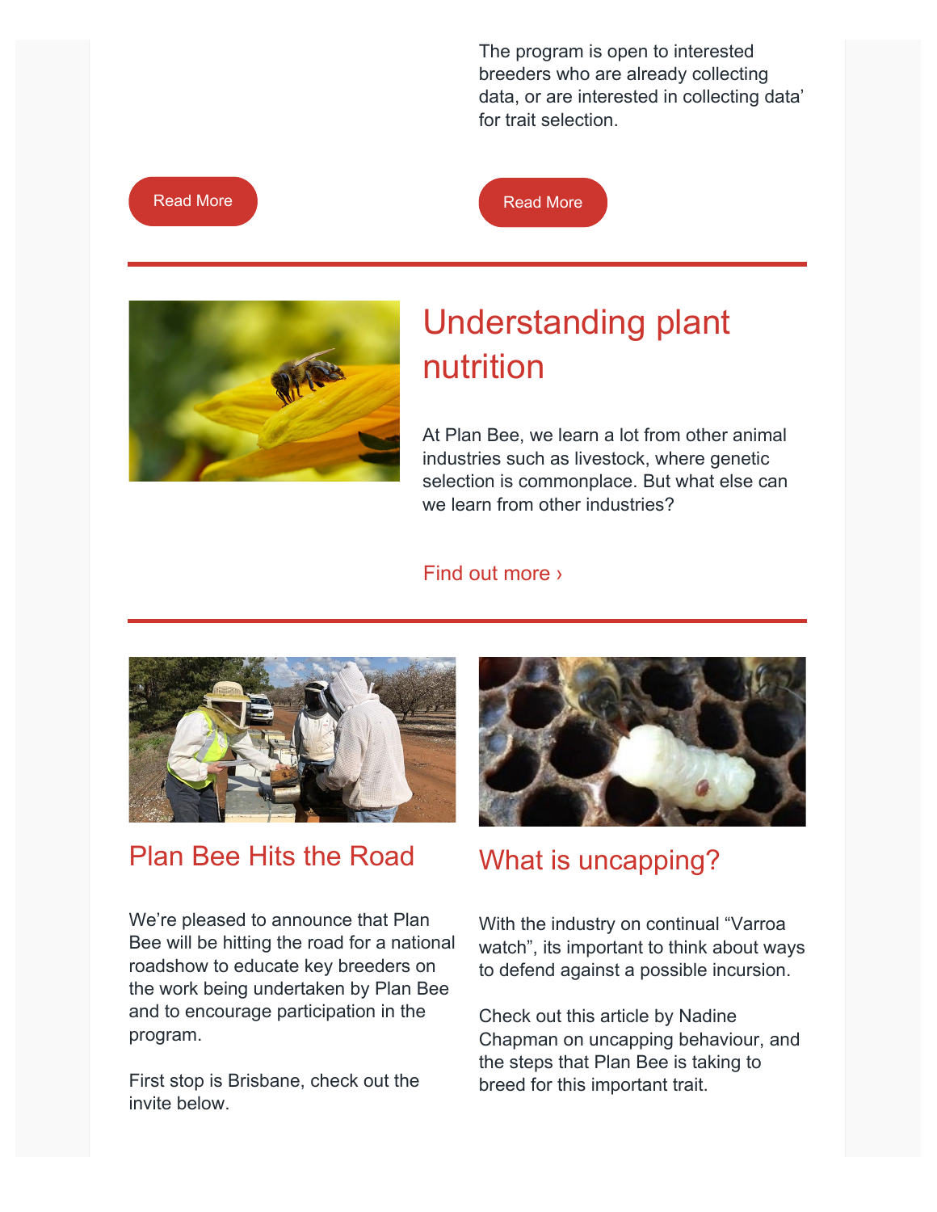The program is open to interested breeders who are already collecting data, or are interested in collecting data' for trait selection.

Read More

Read More

---

## Understanding plant nutrition

At Plan Bee, we learn a lot from other animal industries such as livestock, where genetic selection is commonplace. But what else can we learn from other industries?

Find out more ›

---

## Plan Bee Hits the Road

We're pleased to announce that Plan Bee will be hitting the road for a national roadshow to educate key breeders on the work being undertaken by Plan Bee and to encourage participation in the program.

First stop is Brisbane, check out the invite below.

## What is uncapping?

With the industry on continual "Varroa watch", its important to think about ways to defend against a possible incursion.

Check out this article by Nadine Chapman on uncapping behaviour, and the steps that Plan Bee is taking to breed for this important trait.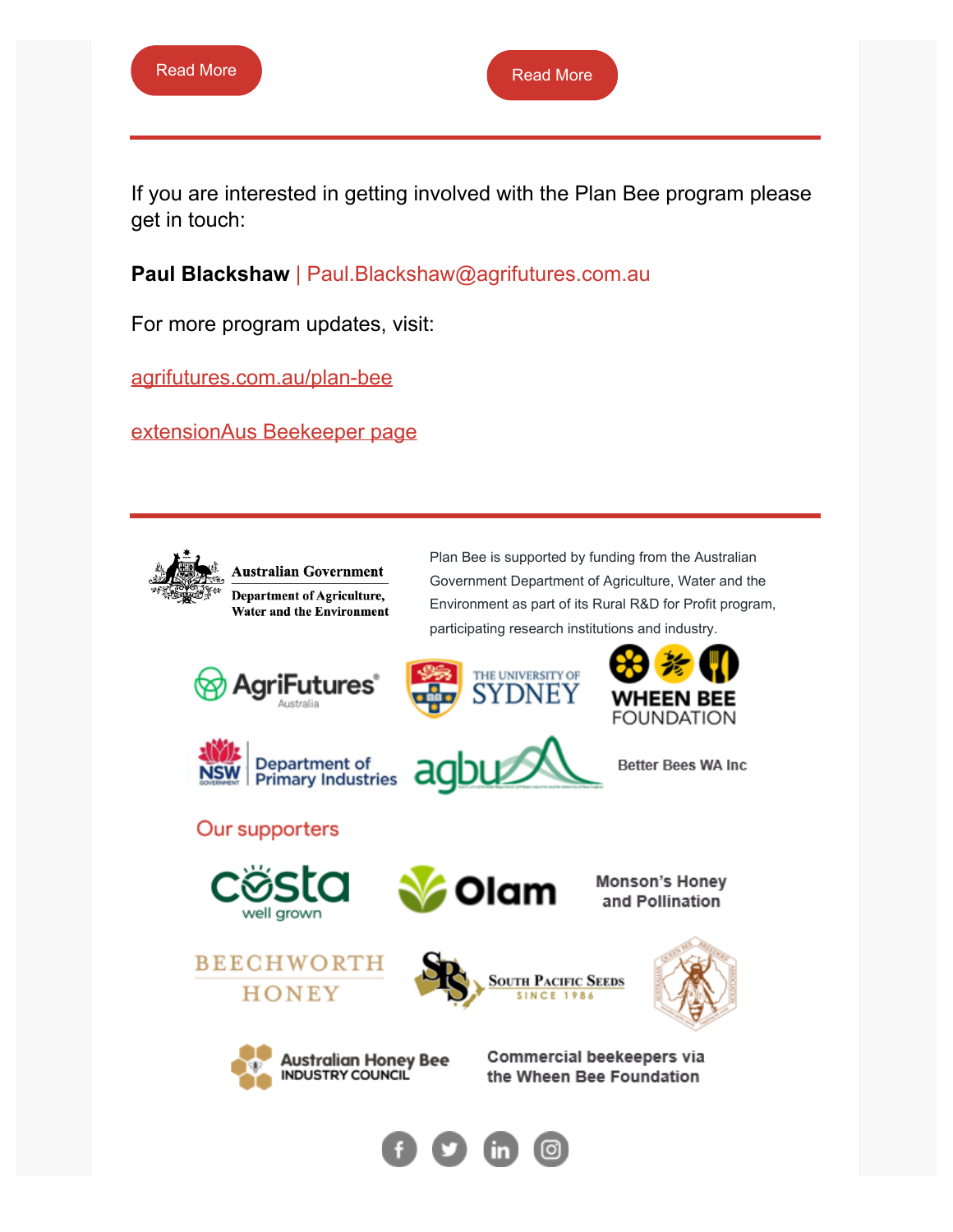Read More

Read More

---

If you are interested in getting involved with the Plan Bee program please get in touch:

**Paul Blackshaw** | Paul.Blackshaw@agrifutures.com.au

For more program updates, visit:

agrifutures.com.au/plan-bee

extensionAus Beekeeper page

---

Australian Government

Department of Agriculture, Water and the Environment

Plan Bee is supported by funding from the Australian Government Department of Agriculture, Water and the Environment as part of its Rural R&D for Profit program, participating research institutions and industry.

AgriFutures Australia

The University of Sydney

Wheen Bee Foundation

NSW Government Department of Primary Industries

agbu

Better Bees WA Inc

## Our supporters

costa well grown

Olam

Monson's Honey and Pollination

Beechworth Honey

South Pacific Seeds Since 1986

Australian Queen Bee Breeders Association

Australian Honey Bee Industry Council

Commercial beekeepers via the Wheen Bee Foundation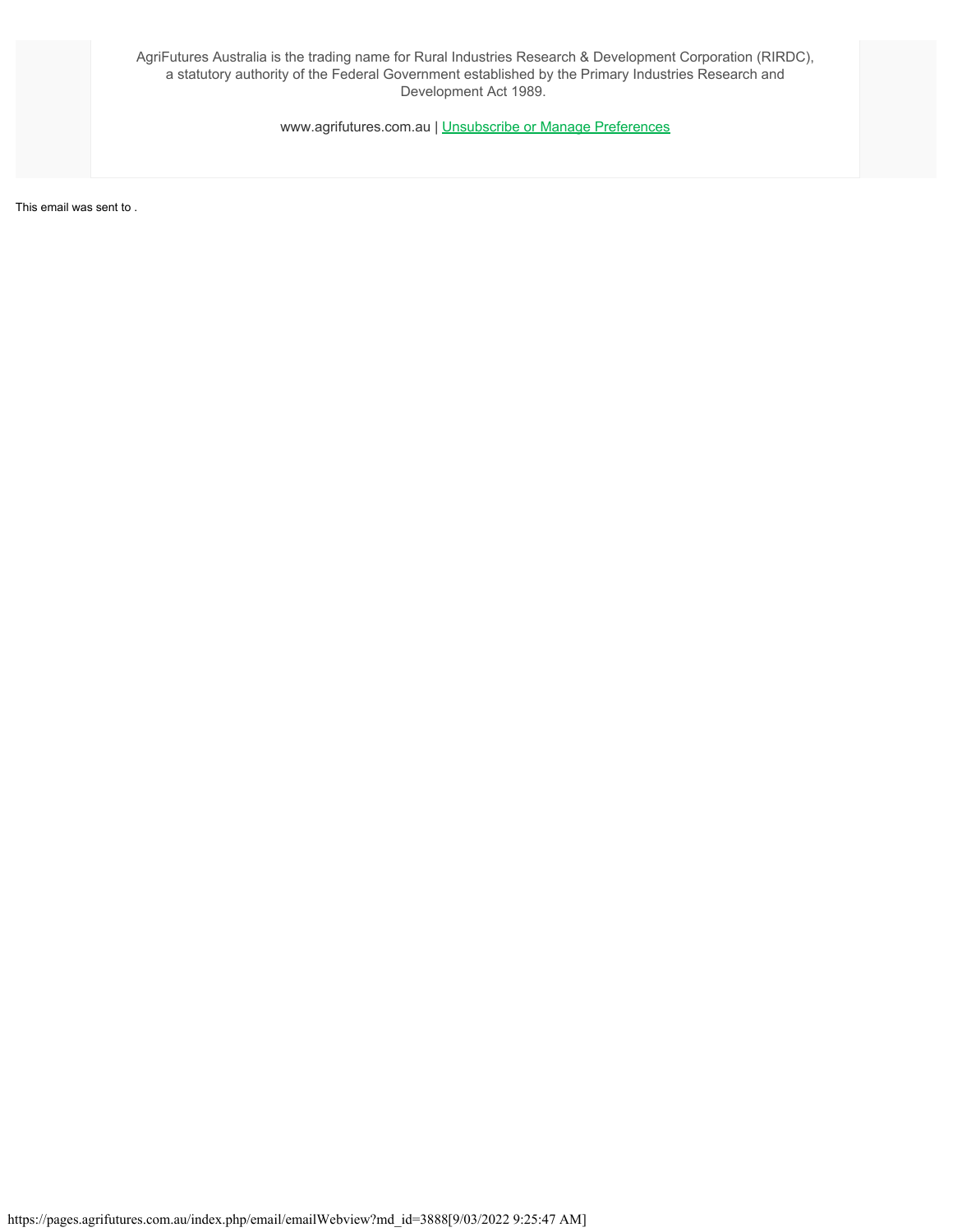AgriFutures Australia is the trading name for Rural Industries Research & Development Corporation (RIRDC), a statutory authority of the Federal Government established by the Primary Industries Research and Development Act 1989.

www.agrifutures.com.au | Unsubscribe or Manage Preferences

This email was sent to .